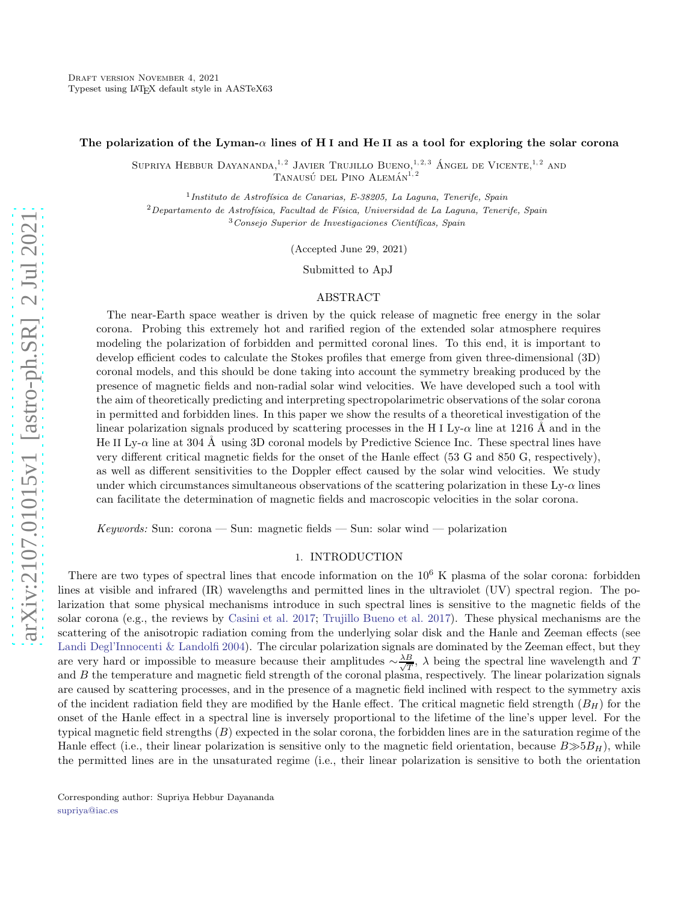Draft version November 4, 2021
Typeset using LATEX default style in AASTeX63

# The polarization of the Lyman-$\alpha$ lines of H I and He II as a tool for exploring the solar corona

Supriya Hebbur Dayananda,[1,2] Javier Trujillo Bueno,[1,2,3] Ángel de Vicente,[1,2] and Tanausú del Pino Alemán[1,2]

[1] *Instituto de Astrofísica de Canarias, E-38205, La Laguna, Tenerife, Spain*
[2] *Departamento de Astrofísica, Facultad de Física, Universidad de La Laguna, Tenerife, Spain*
[3] *Consejo Superior de Investigaciones Científicas, Spain*

(Accepted June 29, 2021)

Submitted to ApJ

## ABSTRACT

The near-Earth space weather is driven by the quick release of magnetic free energy in the solar corona. Probing this extremely hot and rarified region of the extended solar atmosphere requires modeling the polarization of forbidden and permitted coronal lines. To this end, it is important to develop efficient codes to calculate the Stokes profiles that emerge from given three-dimensional (3D) coronal models, and this should be done taking into account the symmetry breaking produced by the presence of magnetic fields and non-radial solar wind velocities. We have developed such a tool with the aim of theoretically predicting and interpreting spectropolarimetric observations of the solar corona in permitted and forbidden lines. In this paper we show the results of a theoretical investigation of the linear polarization signals produced by scattering processes in the H I Ly-$\alpha$ line at 1216 Å and in the He II Ly-$\alpha$ line at 304 Å using 3D coronal models by Predictive Science Inc. These spectral lines have very different critical magnetic fields for the onset of the Hanle effect (53 G and 850 G, respectively), as well as different sensitivities to the Doppler effect caused by the solar wind velocities. We study under which circumstances simultaneous observations of the scattering polarization in these Ly-$\alpha$ lines can facilitate the determination of magnetic fields and macroscopic velocities in the solar corona.

*Keywords:* Sun: corona — Sun: magnetic fields — Sun: solar wind — polarization

## 1. INTRODUCTION

There are two types of spectral lines that encode information on the $10^6$ K plasma of the solar corona: forbidden lines at visible and infrared (IR) wavelengths and permitted lines in the ultraviolet (UV) spectral region. The polarization that some physical mechanisms introduce in such spectral lines is sensitive to the magnetic fields of the solar corona (e.g., the reviews by Casini et al. 2017; Trujillo Bueno et al. 2017). These physical mechanisms are the scattering of the anisotropic radiation coming from the underlying solar disk and the Hanle and Zeeman effects (see Landi Degl'Innocenti & Landolfi 2004). The circular polarization signals are dominated by the Zeeman effect, but they are very hard or impossible to measure because their amplitudes $\sim\frac{\lambda B}{\sqrt{T}}$, $\lambda$ being the spectral line wavelength and $T$ and $B$ the temperature and magnetic field strength of the coronal plasma, respectively. The linear polarization signals are caused by scattering processes, and in the presence of a magnetic field inclined with respect to the symmetry axis of the incident radiation field they are modified by the Hanle effect. The critical magnetic field strength ($B_H$) for the onset of the Hanle effect in a spectral line is inversely proportional to the lifetime of the line's upper level. For the typical magnetic field strengths ($B$) expected in the solar corona, the forbidden lines are in the saturation regime of the Hanle effect (i.e., their linear polarization is sensitive only to the magnetic field orientation, because $B \gg 5B_H$), while the permitted lines are in the unsaturated regime (i.e., their linear polarization is sensitive to both the orientation

Corresponding author: Supriya Hebbur Dayananda
supriya@iac.es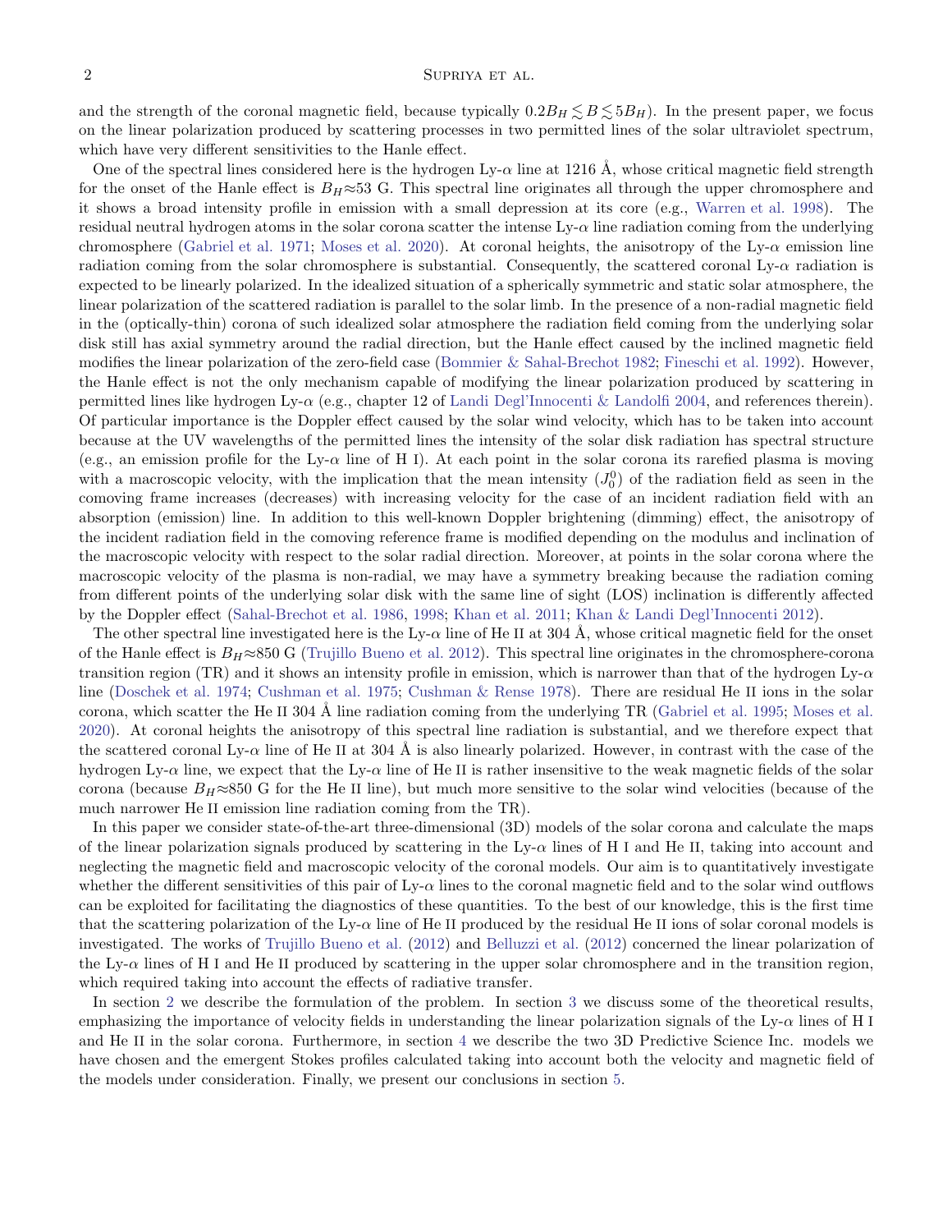and the strength of the coronal magnetic field, because typically $0.2B_H \lesssim B \lesssim 5B_H$). In the present paper, we focus on the linear polarization produced by scattering processes in two permitted lines of the solar ultraviolet spectrum, which have very different sensitivities to the Hanle effect.

One of the spectral lines considered here is the hydrogen Ly-$\alpha$ line at 1216 Å, whose critical magnetic field strength for the onset of the Hanle effect is $B_H \approx 53$ G. This spectral line originates all through the upper chromosphere and it shows a broad intensity profile in emission with a small depression at its core (e.g., Warren et al. 1998). The residual neutral hydrogen atoms in the solar corona scatter the intense Ly-$\alpha$ line radiation coming from the underlying chromosphere (Gabriel et al. 1971; Moses et al. 2020). At coronal heights, the anisotropy of the Ly-$\alpha$ emission line radiation coming from the solar chromosphere is substantial. Consequently, the scattered coronal Ly-$\alpha$ radiation is expected to be linearly polarized. In the idealized situation of a spherically symmetric and static solar atmosphere, the linear polarization of the scattered radiation is parallel to the solar limb. In the presence of a non-radial magnetic field in the (optically-thin) corona of such idealized solar atmosphere the radiation field coming from the underlying solar disk still has axial symmetry around the radial direction, but the Hanle effect caused by the inclined magnetic field modifies the linear polarization of the zero-field case (Bommier & Sahal-Brechot 1982; Fineschi et al. 1992). However, the Hanle effect is not the only mechanism capable of modifying the linear polarization produced by scattering in permitted lines like hydrogen Ly-$\alpha$ (e.g., chapter 12 of Landi Degl'Innocenti & Landolfi 2004, and references therein). Of particular importance is the Doppler effect caused by the solar wind velocity, which has to be taken into account because at the UV wavelengths of the permitted lines the intensity of the solar disk radiation has spectral structure (e.g., an emission profile for the Ly-$\alpha$ line of H I). At each point in the solar corona its rarefied plasma is moving with a macroscopic velocity, with the implication that the mean intensity ($J^0_0$) of the radiation field as seen in the comoving frame increases (decreases) with increasing velocity for the case of an incident radiation field with an absorption (emission) line. In addition to this well-known Doppler brightening (dimming) effect, the anisotropy of the incident radiation field in the comoving reference frame is modified depending on the modulus and inclination of the macroscopic velocity with respect to the solar radial direction. Moreover, at points in the solar corona where the macroscopic velocity of the plasma is non-radial, we may have a symmetry breaking because the radiation coming from different points of the underlying solar disk with the same line of sight (LOS) inclination is differently affected by the Doppler effect (Sahal-Brechot et al. 1986, 1998; Khan et al. 2011; Khan & Landi Degl'Innocenti 2012).

The other spectral line investigated here is the Ly-$\alpha$ line of He II at 304 Å, whose critical magnetic field for the onset of the Hanle effect is $B_H \approx 850$ G (Trujillo Bueno et al. 2012). This spectral line originates in the chromosphere-corona transition region (TR) and it shows an intensity profile in emission, which is narrower than that of the hydrogen Ly-$\alpha$ line (Doschek et al. 1974; Cushman et al. 1975; Cushman & Rense 1978). There are residual He II ions in the solar corona, which scatter the He II 304 Å line radiation coming from the underlying TR (Gabriel et al. 1995; Moses et al. 2020). At coronal heights the anisotropy of this spectral line radiation is substantial, and we therefore expect that the scattered coronal Ly-$\alpha$ line of He II at 304 Å is also linearly polarized. However, in contrast with the case of the hydrogen Ly-$\alpha$ line, we expect that the Ly-$\alpha$ line of He II is rather insensitive to the weak magnetic fields of the solar corona (because $B_H \approx 850$ G for the He II line), but much more sensitive to the solar wind velocities (because of the much narrower He II emission line radiation coming from the TR).

In this paper we consider state-of-the-art three-dimensional (3D) models of the solar corona and calculate the maps of the linear polarization signals produced by scattering in the Ly-$\alpha$ lines of H I and He II, taking into account and neglecting the magnetic field and macroscopic velocity of the coronal models. Our aim is to quantitatively investigate whether the different sensitivities of this pair of Ly-$\alpha$ lines to the coronal magnetic field and to the solar wind outflows can be exploited for facilitating the diagnostics of these quantities. To the best of our knowledge, this is the first time that the scattering polarization of the Ly-$\alpha$ line of He II produced by the residual He II ions of solar coronal models is investigated. The works of Trujillo Bueno et al. (2012) and Belluzzi et al. (2012) concerned the linear polarization of the Ly-$\alpha$ lines of H I and He II produced by scattering in the upper solar chromosphere and in the transition region, which required taking into account the effects of radiative transfer.

In section 2 we describe the formulation of the problem. In section 3 we discuss some of the theoretical results, emphasizing the importance of velocity fields in understanding the linear polarization signals of the Ly-$\alpha$ lines of H I and He II in the solar corona. Furthermore, in section 4 we describe the two 3D Predictive Science Inc. models we have chosen and the emergent Stokes profiles calculated taking into account both the velocity and magnetic field of the models under consideration. Finally, we present our conclusions in section 5.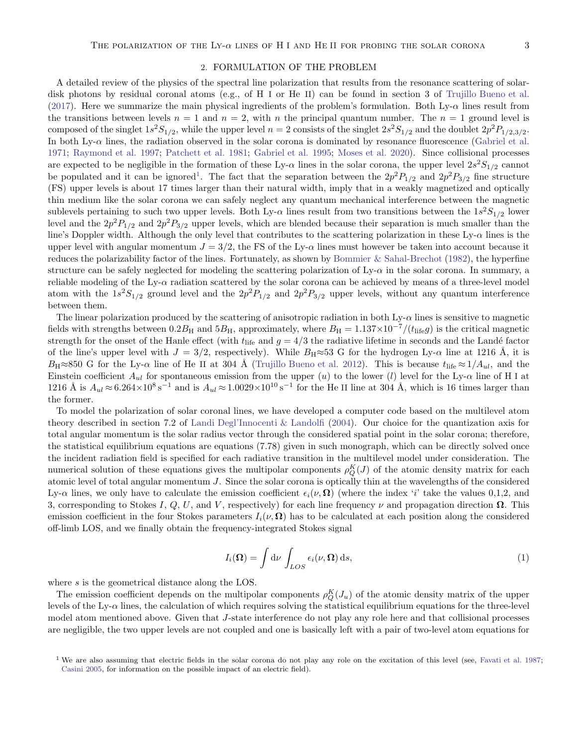## 2. FORMULATION OF THE PROBLEM

A detailed review of the physics of the spectral line polarization that results from the resonance scattering of solar-disk photons by residual coronal atoms (e.g., of H I or He II) can be found in section 3 of Trujillo Bueno et al. (2017). Here we summarize the main physical ingredients of the problem's formulation. Both Ly-$\alpha$ lines result from the transitions between levels $n = 1$ and $n = 2$, with $n$ the principal quantum number. The $n = 1$ ground level is composed of the singlet $1s^2S_{1/2}$, while the upper level $n = 2$ consists of the singlet $2s^2S_{1/2}$ and the doublet $2p^2P_{1/2,3/2}$. In both Ly-$\alpha$ lines, the radiation observed in the solar corona is dominated by resonance fluorescence (Gabriel et al. 1971; Raymond et al. 1997; Patchett et al. 1981; Gabriel et al. 1995; Moses et al. 2020). Since collisional processes are expected to be negligible in the formation of these Ly-$\alpha$ lines in the solar corona, the upper level $2s^2S_{1/2}$ cannot be populated and it can be ignored[1]. The fact that the separation between the $2p^2P_{1/2}$ and $2p^2P_{3/2}$ fine structure (FS) upper levels is about 17 times larger than their natural width, imply that in a weakly magnetized and optically thin medium like the solar corona we can safely neglect any quantum mechanical interference between the magnetic sublevels pertaining to such two upper levels. Both Ly-$\alpha$ lines result from two transitions between the $1s^2S_{1/2}$ lower level and the $2p^2P_{1/2}$ and $2p^2P_{3/2}$ upper levels, which are blended because their separation is much smaller than the line's Doppler width. Although the only level that contributes to the scattering polarization in these Ly-$\alpha$ lines is the upper level with angular momentum $J = 3/2$, the FS of the Ly-$\alpha$ lines must however be taken into account because it reduces the polarizability factor of the lines. Fortunately, as shown by Bommier & Sahal-Brechot (1982), the hyperfine structure can be safely neglected for modeling the scattering polarization of Ly-$\alpha$ in the solar corona. In summary, a reliable modeling of the Ly-$\alpha$ radiation scattered by the solar corona can be achieved by means of a three-level model atom with the $1s^2S_{1/2}$ ground level and the $2p^2P_{1/2}$ and $2p^2P_{3/2}$ upper levels, without any quantum interference between them.

The linear polarization produced by the scattering of anisotropic radiation in both Ly-$\alpha$ lines is sensitive to magnetic fields with strengths between $0.2B_{\rm H}$ and $5B_{\rm H}$, approximately, where $B_{\rm H} = 1.137{\times}10^{-7}/(t_{\rm life}g)$ is the critical magnetic strength for the onset of the Hanle effect (with $t_{\rm life}$ and $g = 4/3$ the radiative lifetime in seconds and the Landé factor of the line's upper level with $J = 3/2$, respectively). While $B_{\rm H}{\approx}53$ G for the hydrogen Ly-$\alpha$ line at 1216 Å, it is $B_{\rm H}{\approx}850$ G for the Ly-$\alpha$ line of He II at 304 Å (Trujillo Bueno et al. 2012). This is because $t_{\rm life} \approx 1/A_{ul}$, and the Einstein coefficient $A_{ul}$ for spontaneous emission from the upper ($u$) to the lower ($l$) level for the Ly-$\alpha$ line of H I at 1216 Å is $A_{ul} \approx 6.264{\times}10^8\,{\rm s}^{-1}$ and is $A_{ul} \approx 1.0029{\times}10^{10}\,{\rm s}^{-1}$ for the He II line at 304 Å, which is 16 times larger than the former.

To model the polarization of solar coronal lines, we have developed a computer code based on the multilevel atom theory described in section 7.2 of Landi Degl'Innocenti & Landolfi (2004). Our choice for the quantization axis for total angular momentum is the solar radius vector through the considered spatial point in the solar corona; therefore, the statistical equilibrium equations are equations (7.78) given in such monograph, which can be directly solved once the incident radiation field is specified for each radiative transition in the multilevel model under consideration. The numerical solution of these equations gives the multipolar components $\rho^K_Q(J)$ of the atomic density matrix for each atomic level of total angular momentum $J$. Since the solar corona is optically thin at the wavelengths of the considered Ly-$\alpha$ lines, we only have to calculate the emission coefficient $\epsilon_i(\nu, \mathbf{\Omega})$ (where the index '$i$' take the values 0,1,2, and 3, corresponding to Stokes $I$, $Q$, $U$, and $V$, respectively) for each line frequency $\nu$ and propagation direction $\mathbf{\Omega}$. This emission coefficient in the four Stokes parameters $I_i(\nu, \mathbf{\Omega})$ has to be calculated at each position along the considered off-limb LOS, and we finally obtain the frequency-integrated Stokes signal

$$I_i(\mathbf{\Omega}) = \int {\rm d}\nu \int_{LOS} \epsilon_i(\nu, \mathbf{\Omega})\,{\rm d}s, \tag{1}$$

where $s$ is the geometrical distance along the LOS.

The emission coefficient depends on the multipolar components $\rho^K_Q(J_u)$ of the atomic density matrix of the upper levels of the Ly-$\alpha$ lines, the calculation of which requires solving the statistical equilibrium equations for the three-level model atom mentioned above. Given that $J$-state interference do not play any role here and that collisional processes are negligible, the two upper levels are not coupled and one is basically left with a pair of two-level atom equations for

[1] We are also assuming that electric fields in the solar corona do not play any role on the excitation of this level (see, Favati et al. 1987; Casini 2005, for information on the possible impact of an electric field).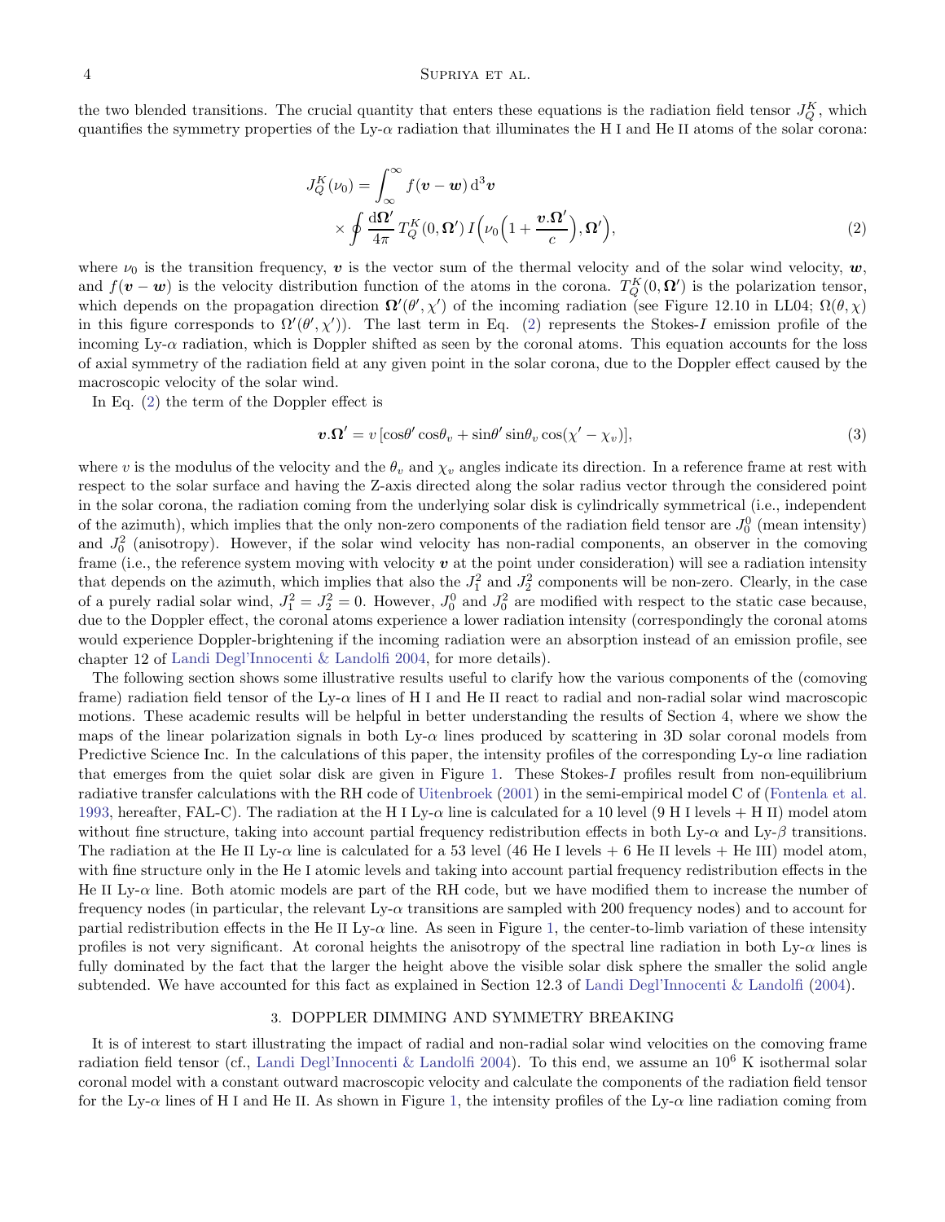the two blended transitions. The crucial quantity that enters these equations is the radiation field tensor $J^K_Q$, which quantifies the symmetry properties of the Ly-$\alpha$ radiation that illuminates the H I and He II atoms of the solar corona:

$$
\begin{aligned}
J^K_Q(\nu_0) = &\int_{\infty}^{\infty} f(\boldsymbol{v}-\boldsymbol{w})\,\mathrm{d}^3\boldsymbol{v} \\
&\times \oint \frac{\mathrm{d}\boldsymbol{\Omega}'}{4\pi}\, T^K_Q(0,\boldsymbol{\Omega}')\, I\Big(\nu_0\Big(1+\frac{\boldsymbol{v}.\boldsymbol{\Omega}'}{c}\Big),\boldsymbol{\Omega}'\Big),
\end{aligned}
\tag{2}
$$

where $\nu_0$ is the transition frequency, $\boldsymbol{v}$ is the vector sum of the thermal velocity and of the solar wind velocity, $\boldsymbol{w}$, and $f(\boldsymbol{v}-\boldsymbol{w})$ is the velocity distribution function of the atoms in the corona. $T^K_Q(0,\boldsymbol{\Omega}')$ is the polarization tensor, which depends on the propagation direction $\boldsymbol{\Omega}'(\theta',\chi')$ of the incoming radiation (see Figure 12.10 in LL04; $\Omega(\theta,\chi)$ in this figure corresponds to $\Omega'(\theta',\chi')$). The last term in Eq. (2) represents the Stokes-$I$ emission profile of the incoming Ly-$\alpha$ radiation, which is Doppler shifted as seen by the coronal atoms. This equation accounts for the loss of axial symmetry of the radiation field at any given point in the solar corona, due to the Doppler effect caused by the macroscopic velocity of the solar wind.

In Eq. (2) the term of the Doppler effect is

$$
\boldsymbol{v}.\boldsymbol{\Omega}' = v\,[\cos\theta'\cos\theta_v + \sin\theta'\sin\theta_v\cos(\chi'-\chi_v)],
\tag{3}
$$

where $v$ is the modulus of the velocity and the $\theta_v$ and $\chi_v$ angles indicate its direction. In a reference frame at rest with respect to the solar surface and having the Z-axis directed along the solar radius vector through the considered point in the solar corona, the radiation coming from the underlying solar disk is cylindrically symmetrical (i.e., independent of the azimuth), which implies that the only non-zero components of the radiation field tensor are $J^0_0$ (mean intensity) and $J^2_0$ (anisotropy). However, if the solar wind velocity has non-radial components, an observer in the comoving frame (i.e., the reference system moving with velocity $\boldsymbol{v}$ at the point under consideration) will see a radiation intensity that depends on the azimuth, which implies that also the $J^2_1$ and $J^2_2$ components will be non-zero. Clearly, in the case of a purely radial solar wind, $J^2_1 = J^2_2 = 0$. However, $J^0_0$ and $J^2_0$ are modified with respect to the static case because, due to the Doppler effect, the coronal atoms experience a lower radiation intensity (correspondingly the coronal atoms would experience Doppler-brightening if the incoming radiation were an absorption instead of an emission profile, see chapter 12 of Landi Degl'Innocenti & Landolfi 2004, for more details).

The following section shows some illustrative results useful to clarify how the various components of the (comoving frame) radiation field tensor of the Ly-$\alpha$ lines of H I and He II react to radial and non-radial solar wind macroscopic motions. These academic results will be helpful in better understanding the results of Section 4, where we show the maps of the linear polarization signals in both Ly-$\alpha$ lines produced by scattering in 3D solar coronal models from Predictive Science Inc. In the calculations of this paper, the intensity profiles of the corresponding Ly-$\alpha$ line radiation that emerges from the quiet solar disk are given in Figure 1. These Stokes-$I$ profiles result from non-equilibrium radiative transfer calculations with the RH code of Uitenbroek (2001) in the semi-empirical model C of (Fontenla et al. 1993, hereafter, FAL-C). The radiation at the H I Ly-$\alpha$ line is calculated for a 10 level (9 H I levels + H II) model atom without fine structure, taking into account partial frequency redistribution effects in both Ly-$\alpha$ and Ly-$\beta$ transitions. The radiation at the He II Ly-$\alpha$ line is calculated for a 53 level (46 He I levels + 6 He II levels + He III) model atom, with fine structure only in the He I atomic levels and taking into account partial frequency redistribution effects in the He II Ly-$\alpha$ line. Both atomic models are part of the RH code, but we have modified them to increase the number of frequency nodes (in particular, the relevant Ly-$\alpha$ transitions are sampled with 200 frequency nodes) and to account for partial redistribution effects in the He II Ly-$\alpha$ line. As seen in Figure 1, the center-to-limb variation of these intensity profiles is not very significant. At coronal heights the anisotropy of the spectral line radiation in both Ly-$\alpha$ lines is fully dominated by the fact that the larger the height above the visible solar disk sphere the smaller the solid angle subtended. We have accounted for this fact as explained in Section 12.3 of Landi Degl'Innocenti & Landolfi (2004).

## 3. DOPPLER DIMMING AND SYMMETRY BREAKING

It is of interest to start illustrating the impact of radial and non-radial solar wind velocities on the comoving frame radiation field tensor (cf., Landi Degl'Innocenti & Landolfi 2004). To this end, we assume an $10^6$ K isothermal solar coronal model with a constant outward macroscopic velocity and calculate the components of the radiation field tensor for the Ly-$\alpha$ lines of H I and He II. As shown in Figure 1, the intensity profiles of the Ly-$\alpha$ line radiation coming from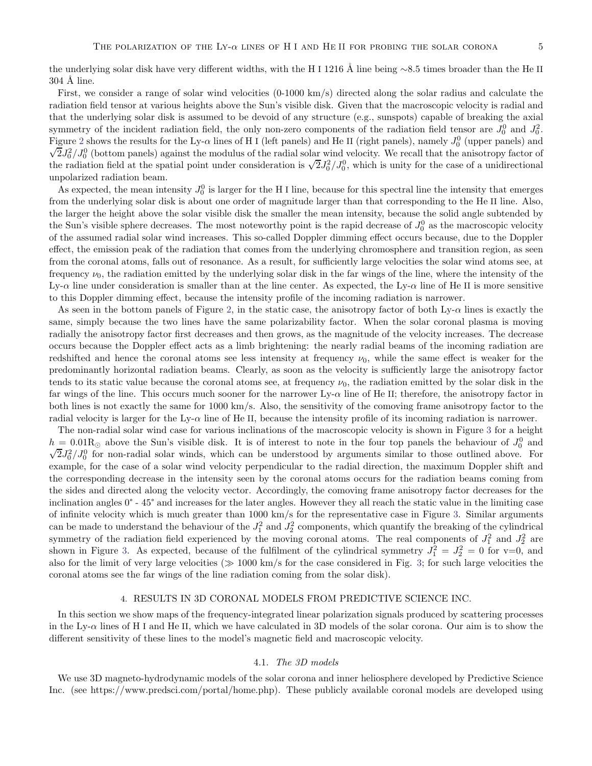the underlying solar disk have very different widths, with the H I 1216 Å line being ∼8.5 times broader than the He II 304 Å line.

First, we consider a range of solar wind velocities (0-1000 km/s) directed along the solar radius and calculate the radiation field tensor at various heights above the Sun's visible disk. Given that the macroscopic velocity is radial and that the underlying solar disk is assumed to be devoid of any structure (e.g., sunspots) capable of breaking the axial symmetry of the incident radiation field, the only non-zero components of the radiation field tensor are $J^0_0$ and $J^2_0$. Figure 2 shows the results for the Ly-$\alpha$ lines of H I (left panels) and He II (right panels), namely $J^0_0$ (upper panels) and $\sqrt{2}J^2_0/J^0_0$ (bottom panels) against the modulus of the radial solar wind velocity. We recall that the anisotropy factor of the radiation field at the spatial point under consideration is $\sqrt{2}J^2_0/J^0_0$, which is unity for the case of a unidirectional unpolarized radiation beam.

As expected, the mean intensity $J^0_0$ is larger for the H I line, because for this spectral line the intensity that emerges from the underlying solar disk is about one order of magnitude larger than that corresponding to the He II line. Also, the larger the height above the solar visible disk the smaller the mean intensity, because the solid angle subtended by the Sun's visible sphere decreases. The most noteworthy point is the rapid decrease of $J^0_0$ as the macroscopic velocity of the assumed radial solar wind increases. This so-called Doppler dimming effect occurs because, due to the Doppler effect, the emission peak of the radiation that comes from the underlying chromosphere and transition region, as seen from the coronal atoms, falls out of resonance. As a result, for sufficiently large velocities the solar wind atoms see, at frequency $\nu_0$, the radiation emitted by the underlying solar disk in the far wings of the line, where the intensity of the Ly-$\alpha$ line under consideration is smaller than at the line center. As expected, the Ly-$\alpha$ line of He II is more sensitive to this Doppler dimming effect, because the intensity profile of the incoming radiation is narrower.

As seen in the bottom panels of Figure 2, in the static case, the anisotropy factor of both Ly-$\alpha$ lines is exactly the same, simply because the two lines have the same polarizability factor. When the solar coronal plasma is moving radially the anisotropy factor first decreases and then grows, as the magnitude of the velocity increases. The decrease occurs because the Doppler effect acts as a limb brightening: the nearly radial beams of the incoming radiation are redshifted and hence the coronal atoms see less intensity at frequency $\nu_0$, while the same effect is weaker for the predominantly horizontal radiation beams. Clearly, as soon as the velocity is sufficiently large the anisotropy factor tends to its static value because the coronal atoms see, at frequency $\nu_0$, the radiation emitted by the solar disk in the far wings of the line. This occurs much sooner for the narrower Ly-$\alpha$ line of He II; therefore, the anisotropy factor in both lines is not exactly the same for 1000 km/s. Also, the sensitivity of the comoving frame anisotropy factor to the radial velocity is larger for the Ly-$\alpha$ line of He II, because the intensity profile of its incoming radiation is narrower.

The non-radial solar wind case for various inclinations of the macroscopic velocity is shown in Figure 3 for a height $h = 0.01\mathrm{R}_\odot$ above the Sun's visible disk. It is of interest to note in the four top panels the behaviour of $J^0_0$ and $\sqrt{2}J^2_0/J^0_0$ for non-radial solar winds, which can be understood by arguments similar to those outlined above. For example, for the case of a solar wind velocity perpendicular to the radial direction, the maximum Doppler shift and the corresponding decrease in the intensity seen by the coronal atoms occurs for the radiation beams coming from the sides and directed along the velocity vector. Accordingly, the comoving frame anisotropy factor decreases for the inclination angles 0° - 45° and increases for the later angles. However they all reach the static value in the limiting case of infinite velocity which is much greater than 1000 km/s for the representative case in Figure 3. Similar arguments can be made to understand the behaviour of the $J^2_1$ and $J^2_2$ components, which quantify the breaking of the cylindrical symmetry of the radiation field experienced by the moving coronal atoms. The real components of $J^2_1$ and $J^2_2$ are shown in Figure 3. As expected, because of the fulfilment of the cylindrical symmetry $J^2_1 = J^2_2 = 0$ for v=0, and also for the limit of very large velocities ($\gg$ 1000 km/s for the case considered in Fig. 3; for such large velocities the coronal atoms see the far wings of the line radiation coming from the solar disk).

## 4. RESULTS IN 3D CORONAL MODELS FROM PREDICTIVE SCIENCE INC.

In this section we show maps of the frequency-integrated linear polarization signals produced by scattering processes in the Ly-$\alpha$ lines of H I and He II, which we have calculated in 3D models of the solar corona. Our aim is to show the different sensitivity of these lines to the model's magnetic field and macroscopic velocity.

### 4.1. *The 3D models*

We use 3D magneto-hydrodynamic models of the solar corona and inner heliosphere developed by Predictive Science Inc. (see https://www.predsci.com/portal/home.php). These publicly available coronal models are developed using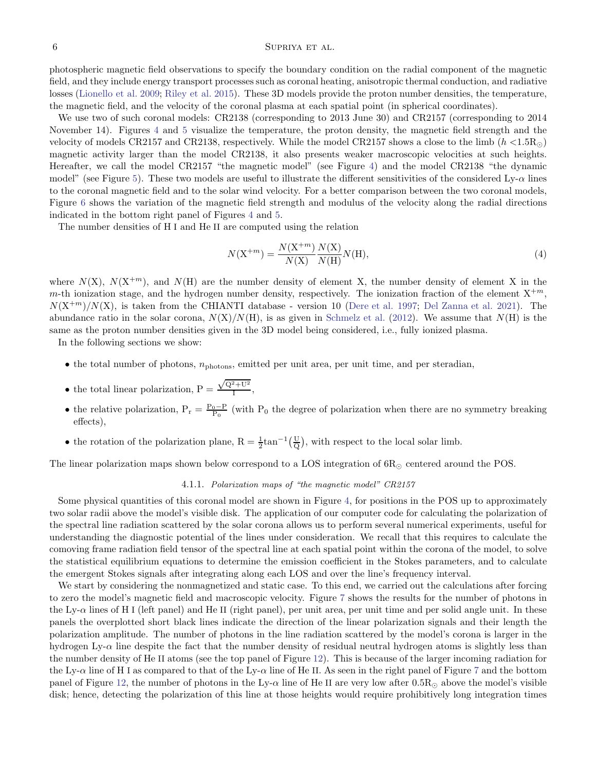photospheric magnetic field observations to specify the boundary condition on the radial component of the magnetic field, and they include energy transport processes such as coronal heating, anisotropic thermal conduction, and radiative losses (Lionello et al. 2009; Riley et al. 2015). These 3D models provide the proton number densities, the temperature, the magnetic field, and the velocity of the coronal plasma at each spatial point (in spherical coordinates).

We use two of such coronal models: CR2138 (corresponding to 2013 June 30) and CR2157 (corresponding to 2014 November 14). Figures 4 and 5 visualize the temperature, the proton density, the magnetic field strength and the velocity of models CR2157 and CR2138, respectively. While the model CR2157 shows a close to the limb ($h < 1.5\mathrm{R}_{\odot}$) magnetic activity larger than the model CR2138, it also presents weaker macroscopic velocities at such heights. Hereafter, we call the model CR2157 "the magnetic model" (see Figure 4) and the model CR2138 "the dynamic model" (see Figure 5). These two models are useful to illustrate the different sensitivities of the considered Ly-$\alpha$ lines to the coronal magnetic field and to the solar wind velocity. For a better comparison between the two coronal models, Figure 6 shows the variation of the magnetic field strength and modulus of the velocity along the radial directions indicated in the bottom right panel of Figures 4 and 5.

The number densities of H I and He II are computed using the relation

$$N(\mathrm{X}^{+m}) = \frac{N(\mathrm{X}^{+m})}{N(\mathrm{X})}\frac{N(\mathrm{X})}{N(\mathrm{H})}N(\mathrm{H}), \tag{4}$$

where $N(\mathrm{X})$, $N(\mathrm{X}^{+m})$, and $N(\mathrm{H})$ are the number density of element X, the number density of element X in the $m$-th ionization stage, and the hydrogen number density, respectively. The ionization fraction of the element $\mathrm{X}^{+m}$, $N(\mathrm{X}^{+m})/N(\mathrm{X})$, is taken from the CHIANTI database - version 10 (Dere et al. 1997; Del Zanna et al. 2021). The abundance ratio in the solar corona, $N(\mathrm{X})/N(\mathrm{H})$, is as given in Schmelz et al. (2012). We assume that $N(\mathrm{H})$ is the same as the proton number densities given in the 3D model being considered, i.e., fully ionized plasma.

In the following sections we show:

- the total number of photons, $n_{\mathrm{photons}}$, emitted per unit area, per unit time, and per steradian,
- the total linear polarization, $\mathrm{P} = \frac{\sqrt{\mathrm{Q}^2+\mathrm{U}^2}}{\mathrm{I}}$,
- the relative polarization, $\mathrm{P_r} = \frac{\mathrm{P_0}-\mathrm{P}}{\mathrm{P_0}}$ (with $\mathrm{P_0}$ the degree of polarization when there are no symmetry breaking effects),
- the rotation of the polarization plane, $\mathrm{R} = \frac{1}{2}\tan^{-1}\left(\frac{\mathrm{U}}{\mathrm{Q}}\right)$, with respect to the local solar limb.

The linear polarization maps shown below correspond to a LOS integration of $6\mathrm{R}_{\odot}$ centered around the POS.

#### 4.1.1. *Polarization maps of "the magnetic model" CR2157*

Some physical quantities of this coronal model are shown in Figure 4, for positions in the POS up to approximately two solar radii above the model's visible disk. The application of our computer code for calculating the polarization of the spectral line radiation scattered by the solar corona allows us to perform several numerical experiments, useful for understanding the diagnostic potential of the lines under consideration. We recall that this requires to calculate the comoving frame radiation field tensor of the spectral line at each spatial point within the corona of the model, to solve the statistical equilibrium equations to determine the emission coefficient in the Stokes parameters, and to calculate the emergent Stokes signals after integrating along each LOS and over the line's frequency interval.

We start by considering the nonmagnetized and static case. To this end, we carried out the calculations after forcing to zero the model's magnetic field and macroscopic velocity. Figure 7 shows the results for the number of photons in the Ly-$\alpha$ lines of H I (left panel) and He II (right panel), per unit area, per unit time and per solid angle unit. In these panels the overplotted short black lines indicate the direction of the linear polarization signals and their length the polarization amplitude. The number of photons in the line radiation scattered by the model's corona is larger in the hydrogen Ly-$\alpha$ line despite the fact that the number density of residual neutral hydrogen atoms is slightly less than the number density of He II atoms (see the top panel of Figure 12). This is because of the larger incoming radiation for the Ly-$\alpha$ line of H I as compared to that of the Ly-$\alpha$ line of He II. As seen in the right panel of Figure 7 and the bottom panel of Figure 12, the number of photons in the Ly-$\alpha$ line of He II are very low after $0.5\mathrm{R}_{\odot}$ above the model's visible disk; hence, detecting the polarization of this line at those heights would require prohibitively long integration times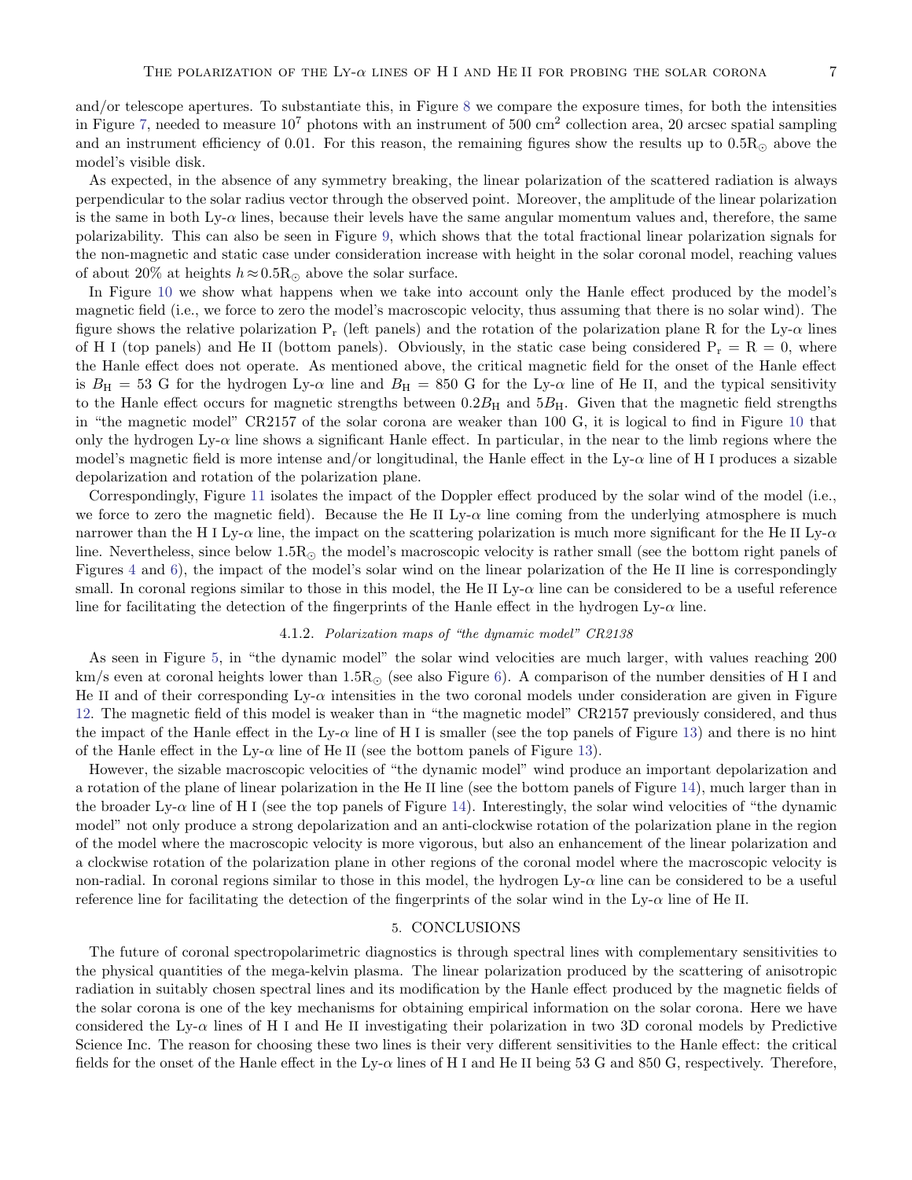and/or telescope apertures. To substantiate this, in Figure 8 we compare the exposure times, for both the intensities in Figure 7, needed to measure $10^7$ photons with an instrument of 500 cm$^2$ collection area, 20 arcsec spatial sampling and an instrument efficiency of 0.01. For this reason, the remaining figures show the results up to $0.5\mathrm{R}_\odot$ above the model's visible disk.

As expected, in the absence of any symmetry breaking, the linear polarization of the scattered radiation is always perpendicular to the solar radius vector through the observed point. Moreover, the amplitude of the linear polarization is the same in both Ly-$\alpha$ lines, because their levels have the same angular momentum values and, therefore, the same polarizability. This can also be seen in Figure 9, which shows that the total fractional linear polarization signals for the non-magnetic and static case under consideration increase with height in the solar coronal model, reaching values of about 20% at heights $h \approx 0.5\mathrm{R}_\odot$ above the solar surface.

In Figure 10 we show what happens when we take into account only the Hanle effect produced by the model's magnetic field (i.e., we force to zero the model's macroscopic velocity, thus assuming that there is no solar wind). The figure shows the relative polarization $\mathrm{P_r}$ (left panels) and the rotation of the polarization plane R for the Ly-$\alpha$ lines of H I (top panels) and He II (bottom panels). Obviously, in the static case being considered $\mathrm{P_r} = \mathrm{R} = 0$, where the Hanle effect does not operate. As mentioned above, the critical magnetic field for the onset of the Hanle effect is $B_\mathrm{H} = 53$ G for the hydrogen Ly-$\alpha$ line and $B_\mathrm{H} = 850$ G for the Ly-$\alpha$ line of He II, and the typical sensitivity to the Hanle effect occurs for magnetic strengths between $0.2B_\mathrm{H}$ and $5B_\mathrm{H}$. Given that the magnetic field strengths in "the magnetic model" CR2157 of the solar corona are weaker than 100 G, it is logical to find in Figure 10 that only the hydrogen Ly-$\alpha$ line shows a significant Hanle effect. In particular, in the near to the limb regions where the model's magnetic field is more intense and/or longitudinal, the Hanle effect in the Ly-$\alpha$ line of H I produces a sizable depolarization and rotation of the polarization plane.

Correspondingly, Figure 11 isolates the impact of the Doppler effect produced by the solar wind of the model (i.e., we force to zero the magnetic field). Because the He II Ly-$\alpha$ line coming from the underlying atmosphere is much narrower than the H I Ly-$\alpha$ line, the impact on the scattering polarization is much more significant for the He II Ly-$\alpha$ line. Nevertheless, since below $1.5\mathrm{R}_\odot$ the model's macroscopic velocity is rather small (see the bottom right panels of Figures 4 and 6), the impact of the model's solar wind on the linear polarization of the He II line is correspondingly small. In coronal regions similar to those in this model, the He II Ly-$\alpha$ line can be considered to be a useful reference line for facilitating the detection of the fingerprints of the Hanle effect in the hydrogen Ly-$\alpha$ line.

#### 4.1.2. *Polarization maps of "the dynamic model" CR2138*

As seen in Figure 5, in "the dynamic model" the solar wind velocities are much larger, with values reaching 200 km/s even at coronal heights lower than $1.5\mathrm{R}_\odot$ (see also Figure 6). A comparison of the number densities of H I and He II and of their corresponding Ly-$\alpha$ intensities in the two coronal models under consideration are given in Figure 12. The magnetic field of this model is weaker than in "the magnetic model" CR2157 previously considered, and thus the impact of the Hanle effect in the Ly-$\alpha$ line of H I is smaller (see the top panels of Figure 13) and there is no hint of the Hanle effect in the Ly-$\alpha$ line of He II (see the bottom panels of Figure 13).

However, the sizable macroscopic velocities of "the dynamic model" wind produce an important depolarization and a rotation of the plane of linear polarization in the He II line (see the bottom panels of Figure 14), much larger than in the broader Ly-$\alpha$ line of H I (see the top panels of Figure 14). Interestingly, the solar wind velocities of "the dynamic model" not only produce a strong depolarization and an anti-clockwise rotation of the polarization plane in the region of the model where the macroscopic velocity is more vigorous, but also an enhancement of the linear polarization and a clockwise rotation of the polarization plane in other regions of the coronal model where the macroscopic velocity is non-radial. In coronal regions similar to those in this model, the hydrogen Ly-$\alpha$ line can be considered to be a useful reference line for facilitating the detection of the fingerprints of the solar wind in the Ly-$\alpha$ line of He II.

## 5. CONCLUSIONS

The future of coronal spectropolarimetric diagnostics is through spectral lines with complementary sensitivities to the physical quantities of the mega-kelvin plasma. The linear polarization produced by the scattering of anisotropic radiation in suitably chosen spectral lines and its modification by the Hanle effect produced by the magnetic fields of the solar corona is one of the key mechanisms for obtaining empirical information on the solar corona. Here we have considered the Ly-$\alpha$ lines of H I and He II investigating their polarization in two 3D coronal models by Predictive Science Inc. The reason for choosing these two lines is their very different sensitivities to the Hanle effect: the critical fields for the onset of the Hanle effect in the Ly-$\alpha$ lines of H I and He II being 53 G and 850 G, respectively. Therefore,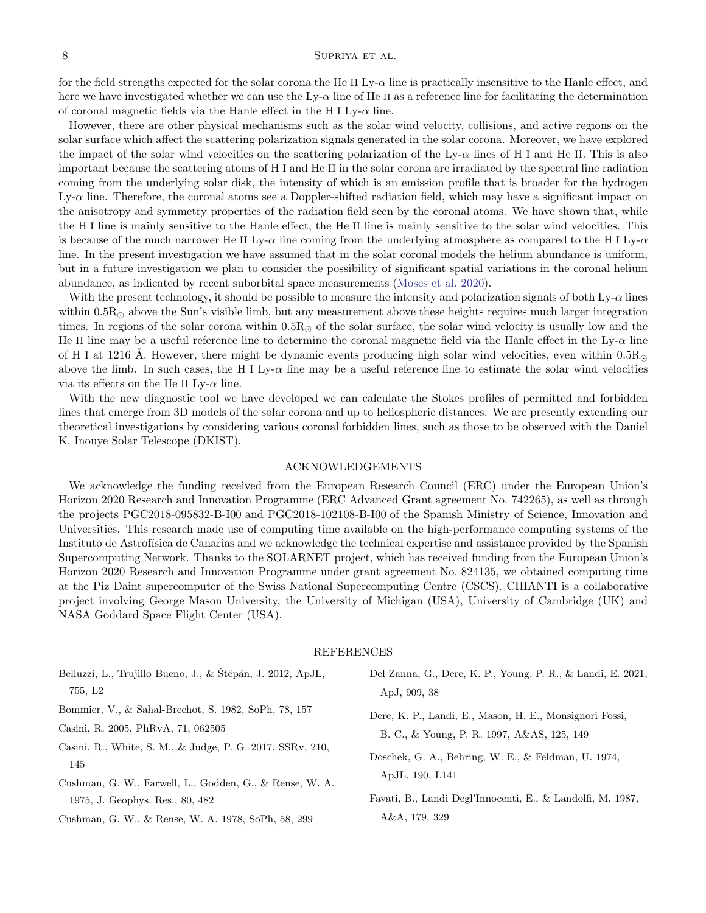for the field strengths expected for the solar corona the He II Ly-$\alpha$ line is practically insensitive to the Hanle effect, and here we have investigated whether we can use the Ly-$\alpha$ line of He II as a reference line for facilitating the determination of coronal magnetic fields via the Hanle effect in the H I Ly-$\alpha$ line.

However, there are other physical mechanisms such as the solar wind velocity, collisions, and active regions on the solar surface which affect the scattering polarization signals generated in the solar corona. Moreover, we have explored the impact of the solar wind velocities on the scattering polarization of the Ly-$\alpha$ lines of H I and He II. This is also important because the scattering atoms of H I and He II in the solar corona are irradiated by the spectral line radiation coming from the underlying solar disk, the intensity of which is an emission profile that is broader for the hydrogen Ly-$\alpha$ line. Therefore, the coronal atoms see a Doppler-shifted radiation field, which may have a significant impact on the anisotropy and symmetry properties of the radiation field seen by the coronal atoms. We have shown that, while the H I line is mainly sensitive to the Hanle effect, the He II line is mainly sensitive to the solar wind velocities. This is because of the much narrower He II Ly-$\alpha$ line coming from the underlying atmosphere as compared to the H I Ly-$\alpha$ line. In the present investigation we have assumed that in the solar coronal models the helium abundance is uniform, but in a future investigation we plan to consider the possibility of significant spatial variations in the coronal helium abundance, as indicated by recent suborbital space measurements (Moses et al. 2020).

With the present technology, it should be possible to measure the intensity and polarization signals of both Ly-$\alpha$ lines within $0.5\mathrm{R}_{\odot}$ above the Sun's visible limb, but any measurement above these heights requires much larger integration times. In regions of the solar corona within $0.5\mathrm{R}_{\odot}$ of the solar surface, the solar wind velocity is usually low and the He II line may be a useful reference line to determine the coronal magnetic field via the Hanle effect in the Ly-$\alpha$ line of H I at 1216 Å. However, there might be dynamic events producing high solar wind velocities, even within $0.5\mathrm{R}_{\odot}$ above the limb. In such cases, the H I Ly-$\alpha$ line may be a useful reference line to estimate the solar wind velocities via its effects on the He II Ly-$\alpha$ line.

With the new diagnostic tool we have developed we can calculate the Stokes profiles of permitted and forbidden lines that emerge from 3D models of the solar corona and up to heliospheric distances. We are presently extending our theoretical investigations by considering various coronal forbidden lines, such as those to be observed with the Daniel K. Inouye Solar Telescope (DKIST).

## ACKNOWLEDGEMENTS

We acknowledge the funding received from the European Research Council (ERC) under the European Union's Horizon 2020 Research and Innovation Programme (ERC Advanced Grant agreement No. 742265), as well as through the projects PGC2018-095832-B-I00 and PGC2018-102108-B-I00 of the Spanish Ministry of Science, Innovation and Universities. This research made use of computing time available on the high-performance computing systems of the Instituto de Astrofísica de Canarias and we acknowledge the technical expertise and assistance provided by the Spanish Supercomputing Network. Thanks to the SOLARNET project, which has received funding from the European Union's Horizon 2020 Research and Innovation Programme under grant agreement No. 824135, we obtained computing time at the Piz Daint supercomputer of the Swiss National Supercomputing Centre (CSCS). CHIANTI is a collaborative project involving George Mason University, the University of Michigan (USA), University of Cambridge (UK) and NASA Goddard Space Flight Center (USA).

## REFERENCES

Belluzzi, L., Trujillo Bueno, J., & Štěpán, J. 2012, ApJL, 755, L2

Bommier, V., & Sahal-Brechot, S. 1982, SoPh, 78, 157

Casini, R. 2005, PhRvA, 71, 062505

Casini, R., White, S. M., & Judge, P. G. 2017, SSRv, 210, 145

Cushman, G. W., Farwell, L., Godden, G., & Rense, W. A. 1975, J. Geophys. Res., 80, 482

Cushman, G. W., & Rense, W. A. 1978, SoPh, 58, 299

Del Zanna, G., Dere, K. P., Young, P. R., & Landi, E. 2021, ApJ, 909, 38

Dere, K. P., Landi, E., Mason, H. E., Monsignori Fossi, B. C., & Young, P. R. 1997, A&AS, 125, 149

Doschek, G. A., Behring, W. E., & Feldman, U. 1974, ApJL, 190, L141

Favati, B., Landi Degl'Innocenti, E., & Landolfi, M. 1987, A&A, 179, 329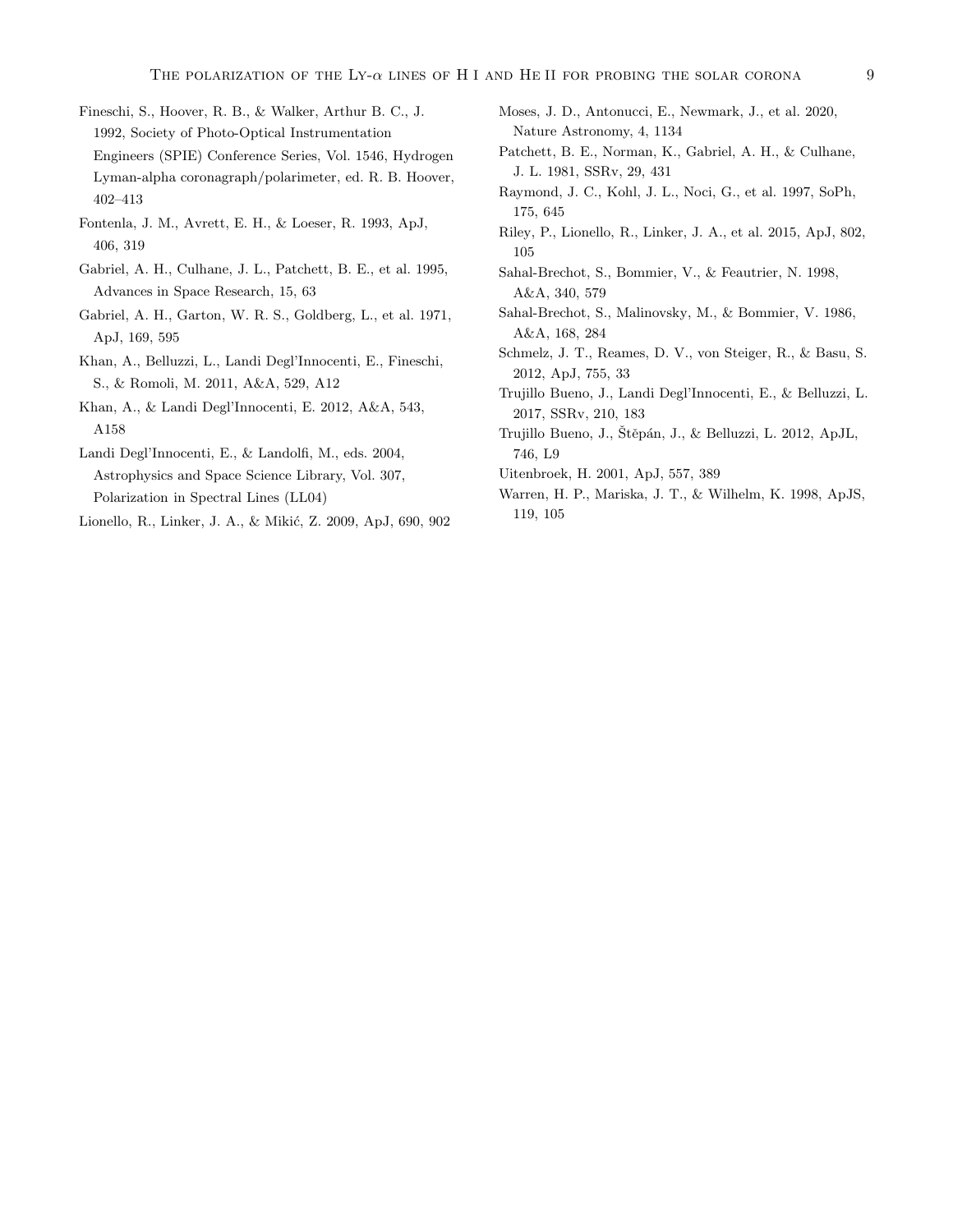Fineschi, S., Hoover, R. B., & Walker, Arthur B. C., J. 1992, Society of Photo-Optical Instrumentation Engineers (SPIE) Conference Series, Vol. 1546, Hydrogen Lyman-alpha coronagraph/polarimeter, ed. R. B. Hoover, 402–413

Fontenla, J. M., Avrett, E. H., & Loeser, R. 1993, ApJ, 406, 319

Gabriel, A. H., Culhane, J. L., Patchett, B. E., et al. 1995, Advances in Space Research, 15, 63

Gabriel, A. H., Garton, W. R. S., Goldberg, L., et al. 1971, ApJ, 169, 595

Khan, A., Belluzzi, L., Landi Degl'Innocenti, E., Fineschi, S., & Romoli, M. 2011, A&A, 529, A12

Khan, A., & Landi Degl'Innocenti, E. 2012, A&A, 543, A158

Landi Degl'Innocenti, E., & Landolfi, M., eds. 2004, Astrophysics and Space Science Library, Vol. 307, Polarization in Spectral Lines (LL04)

Lionello, R., Linker, J. A., & Mikić, Z. 2009, ApJ, 690, 902

Moses, J. D., Antonucci, E., Newmark, J., et al. 2020, Nature Astronomy, 4, 1134

Patchett, B. E., Norman, K., Gabriel, A. H., & Culhane, J. L. 1981, SSRv, 29, 431

Raymond, J. C., Kohl, J. L., Noci, G., et al. 1997, SoPh, 175, 645

Riley, P., Lionello, R., Linker, J. A., et al. 2015, ApJ, 802, 105

Sahal-Brechot, S., Bommier, V., & Feautrier, N. 1998, A&A, 340, 579

Sahal-Brechot, S., Malinovsky, M., & Bommier, V. 1986, A&A, 168, 284

Schmelz, J. T., Reames, D. V., von Steiger, R., & Basu, S. 2012, ApJ, 755, 33

Trujillo Bueno, J., Landi Degl'Innocenti, E., & Belluzzi, L. 2017, SSRv, 210, 183

Trujillo Bueno, J., Štěpán, J., & Belluzzi, L. 2012, ApJL, 746, L9

Uitenbroek, H. 2001, ApJ, 557, 389

Warren, H. P., Mariska, J. T., & Wilhelm, K. 1998, ApJS, 119, 105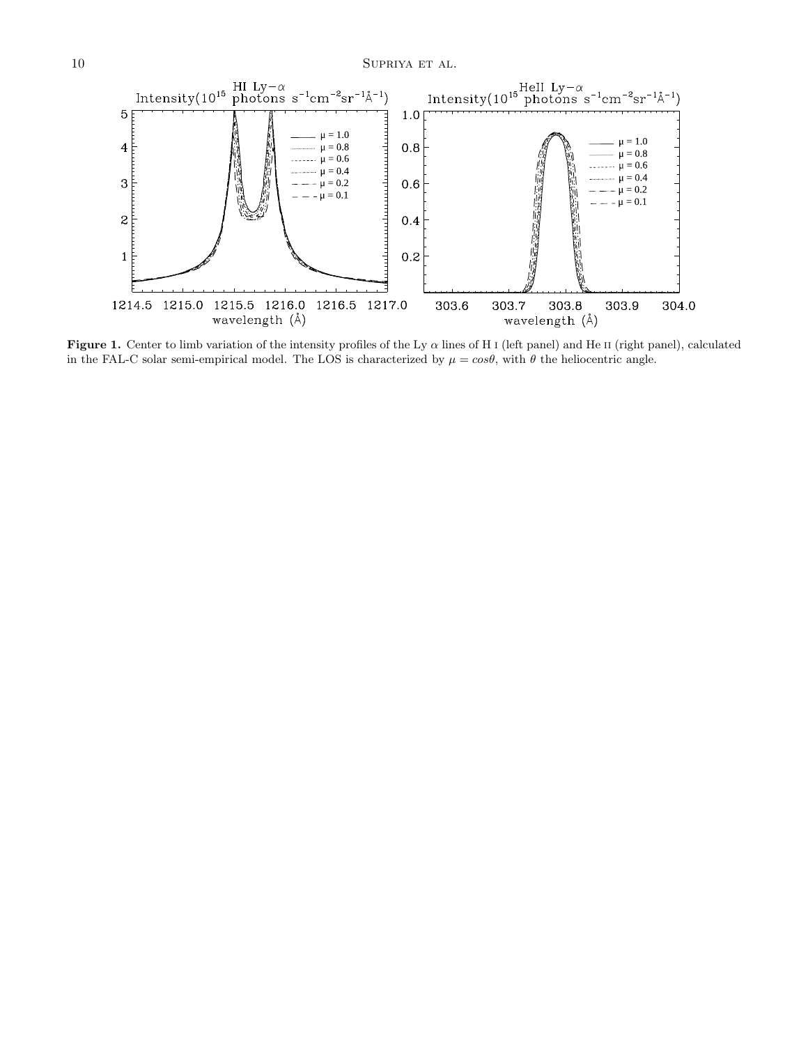**Figure 1.** Center to limb variation of the intensity profiles of the Ly $\alpha$ lines of H I (left panel) and He II (right panel), calculated in the FAL-C solar semi-empirical model. The LOS is characterized by $\mu = cos\theta$, with $\theta$ the heliocentric angle.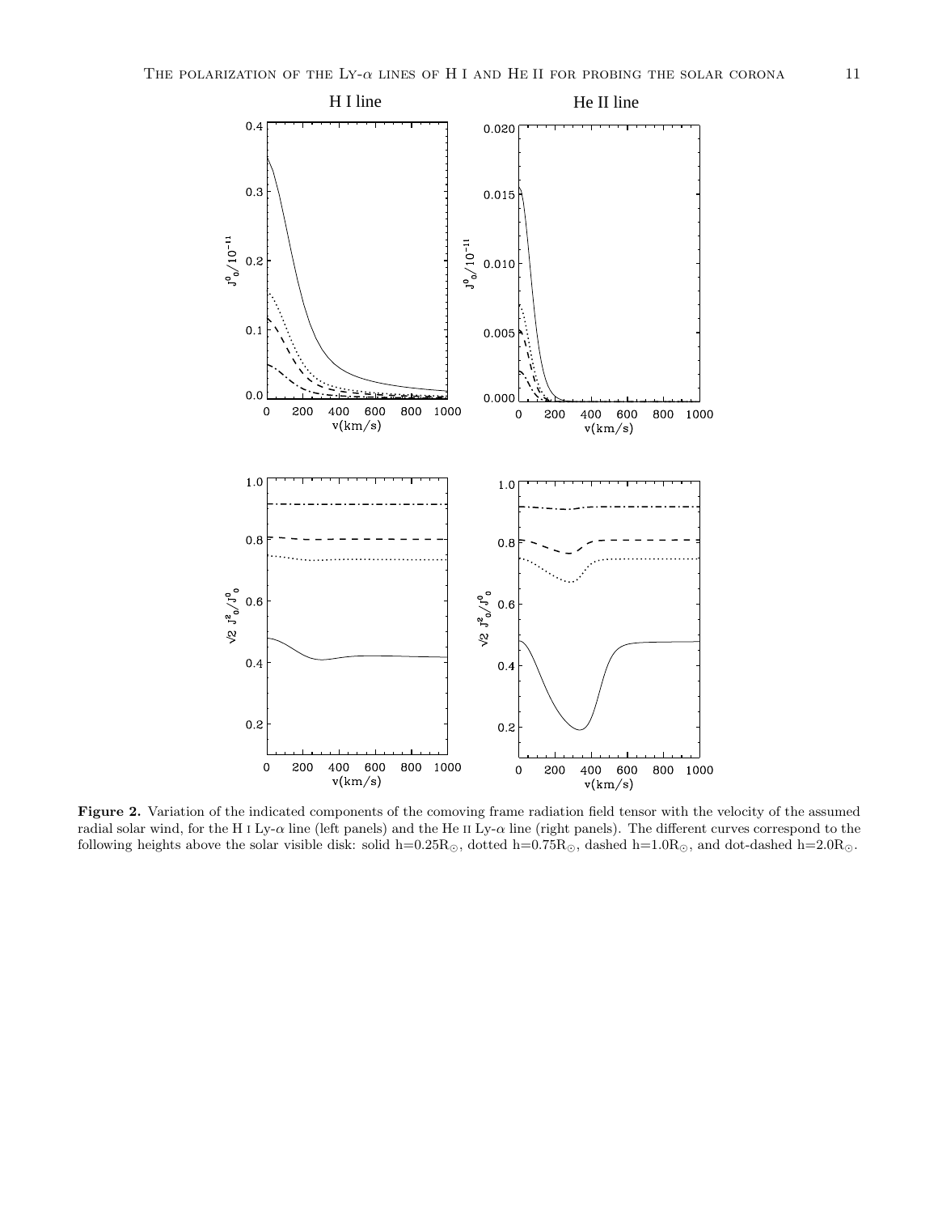**Figure 2.** Variation of the indicated components of the comoving frame radiation field tensor with the velocity of the assumed radial solar wind, for the H I Ly-$\alpha$ line (left panels) and the He II Ly-$\alpha$ line (right panels). The different curves correspond to the following heights above the solar visible disk: solid h=0.25R$_{\odot}$, dotted h=0.75R$_{\odot}$, dashed h=1.0R$_{\odot}$, and dot-dashed h=2.0R$_{\odot}$.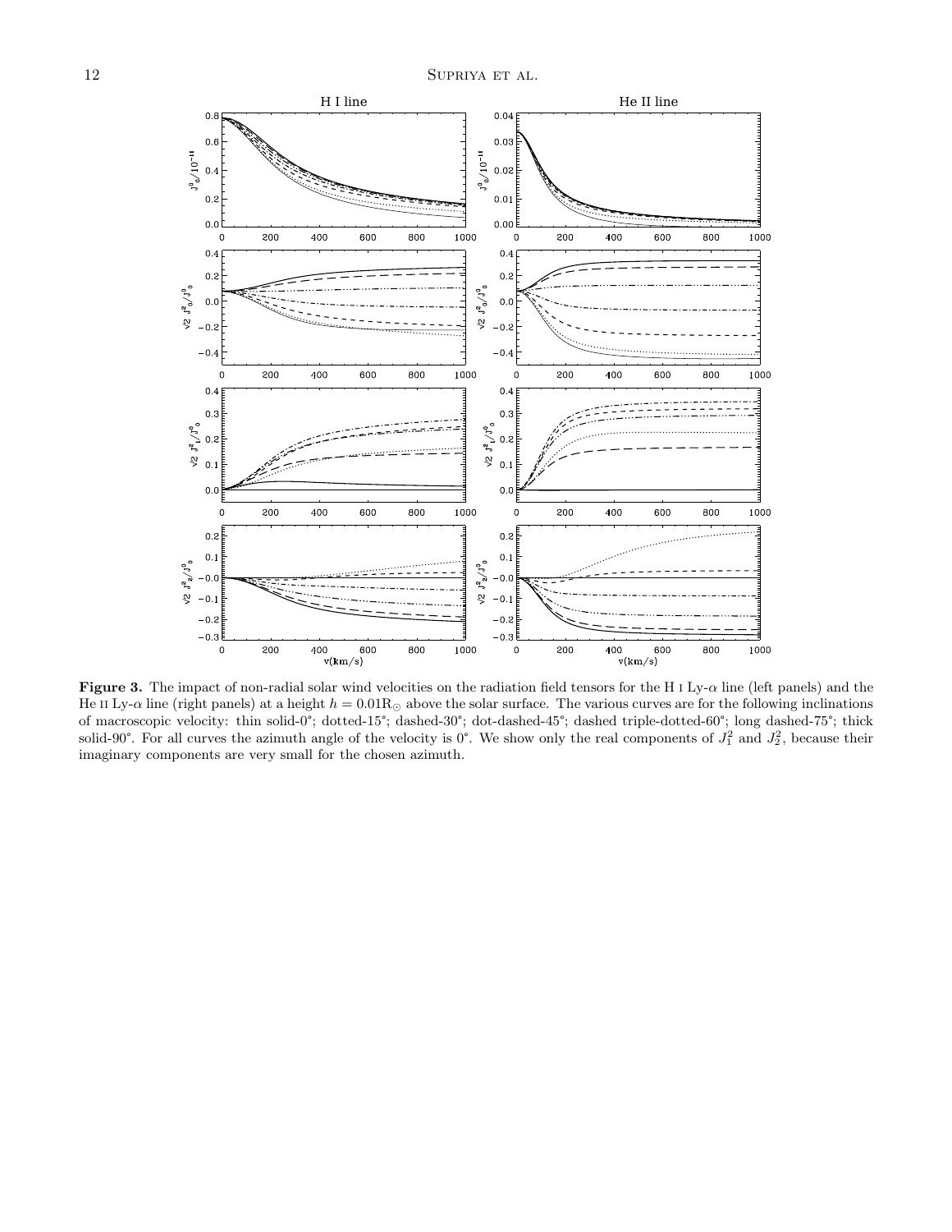**Figure 3.** The impact of non-radial solar wind velocities on the radiation field tensors for the H I Ly-$\alpha$ line (left panels) and the He II Ly-$\alpha$ line (right panels) at a height $h = 0.01\mathrm{R}_{\odot}$ above the solar surface. The various curves are for the following inclinations of macroscopic velocity: thin solid-0°; dotted-15°; dashed-30°; dot-dashed-45°; dashed triple-dotted-60°; long dashed-75°; thick solid-90°. For all curves the azimuth angle of the velocity is 0°. We show only the real components of $J^2_1$ and $J^2_2$, because their imaginary components are very small for the chosen azimuth.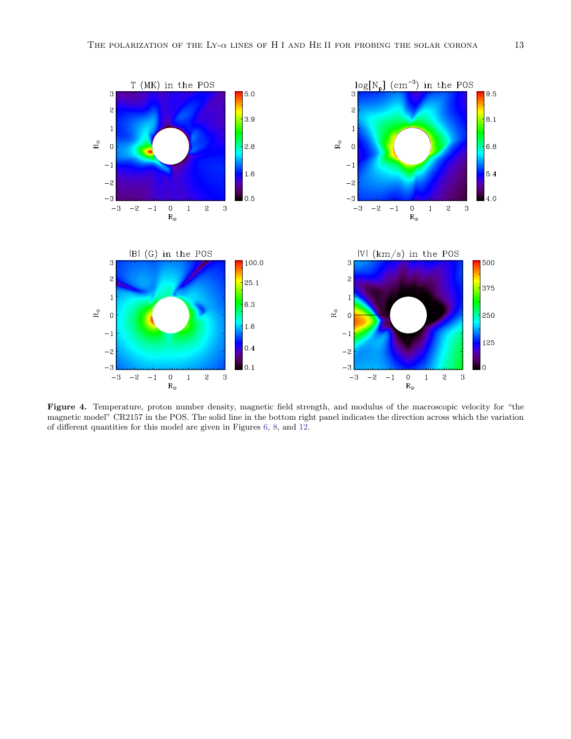**Figure 4.** Temperature, proton number density, magnetic field strength, and modulus of the macroscopic velocity for "the magnetic model" CR2157 in the POS. The solid line in the bottom right panel indicates the direction across which the variation of different quantities for this model are given in Figures 6, 8, and 12.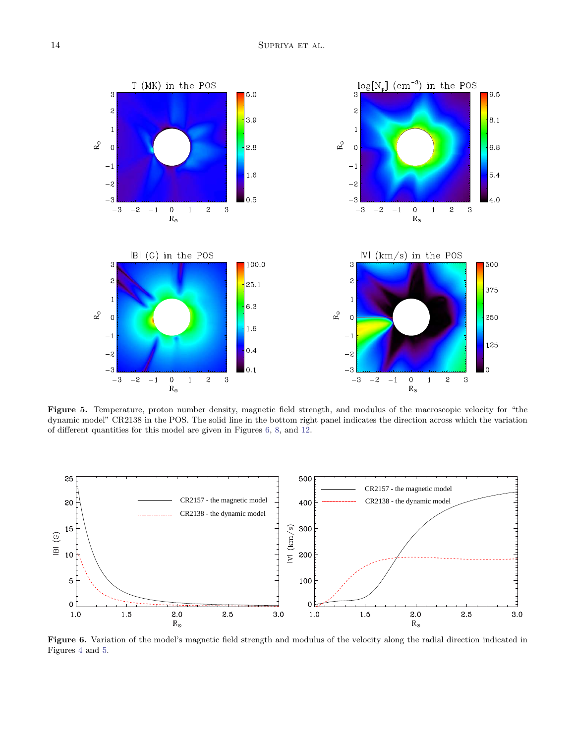**Figure 5.** Temperature, proton number density, magnetic field strength, and modulus of the macroscopic velocity for "the dynamic model" CR2138 in the POS. The solid line in the bottom right panel indicates the direction across which the variation of different quantities for this model are given in Figures 6, 8, and 12.

**Figure 6.** Variation of the model's magnetic field strength and modulus of the velocity along the radial direction indicated in Figures 4 and 5.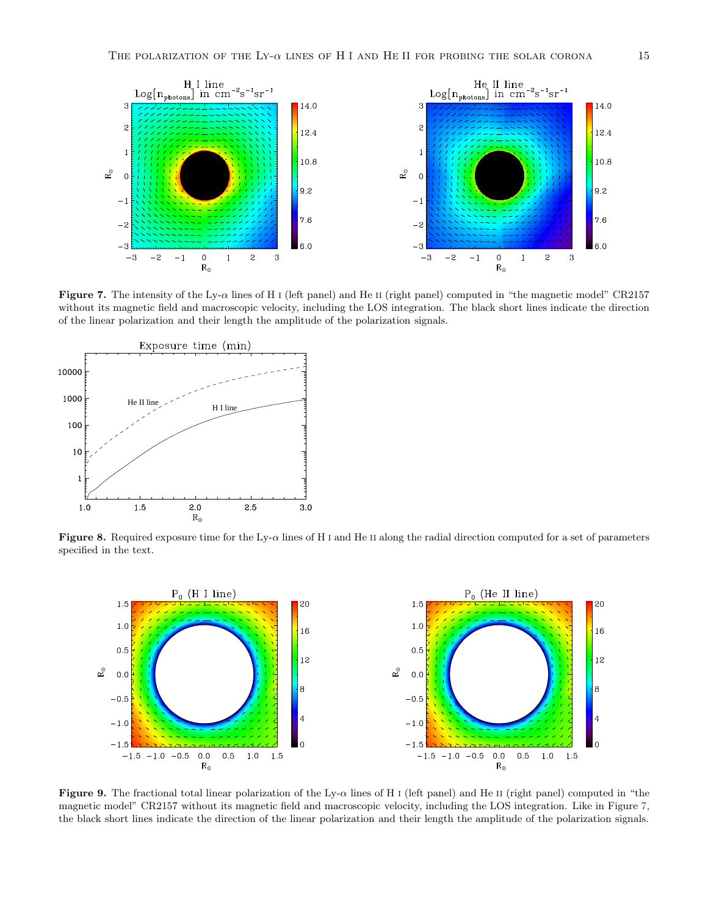**Figure 7.** The intensity of the Ly-$\alpha$ lines of H I (left panel) and He II (right panel) computed in "the magnetic model" CR2157 without its magnetic field and macroscopic velocity, including the LOS integration. The black short lines indicate the direction of the linear polarization and their length the amplitude of the polarization signals.

**Figure 8.** Required exposure time for the Ly-$\alpha$ lines of H I and He II along the radial direction computed for a set of parameters specified in the text.

**Figure 9.** The fractional total linear polarization of the Ly-$\alpha$ lines of H I (left panel) and He II (right panel) computed in "the magnetic model" CR2157 without its magnetic field and macroscopic velocity, including the LOS integration. Like in Figure 7, the black short lines indicate the direction of the linear polarization and their length the amplitude of the polarization signals.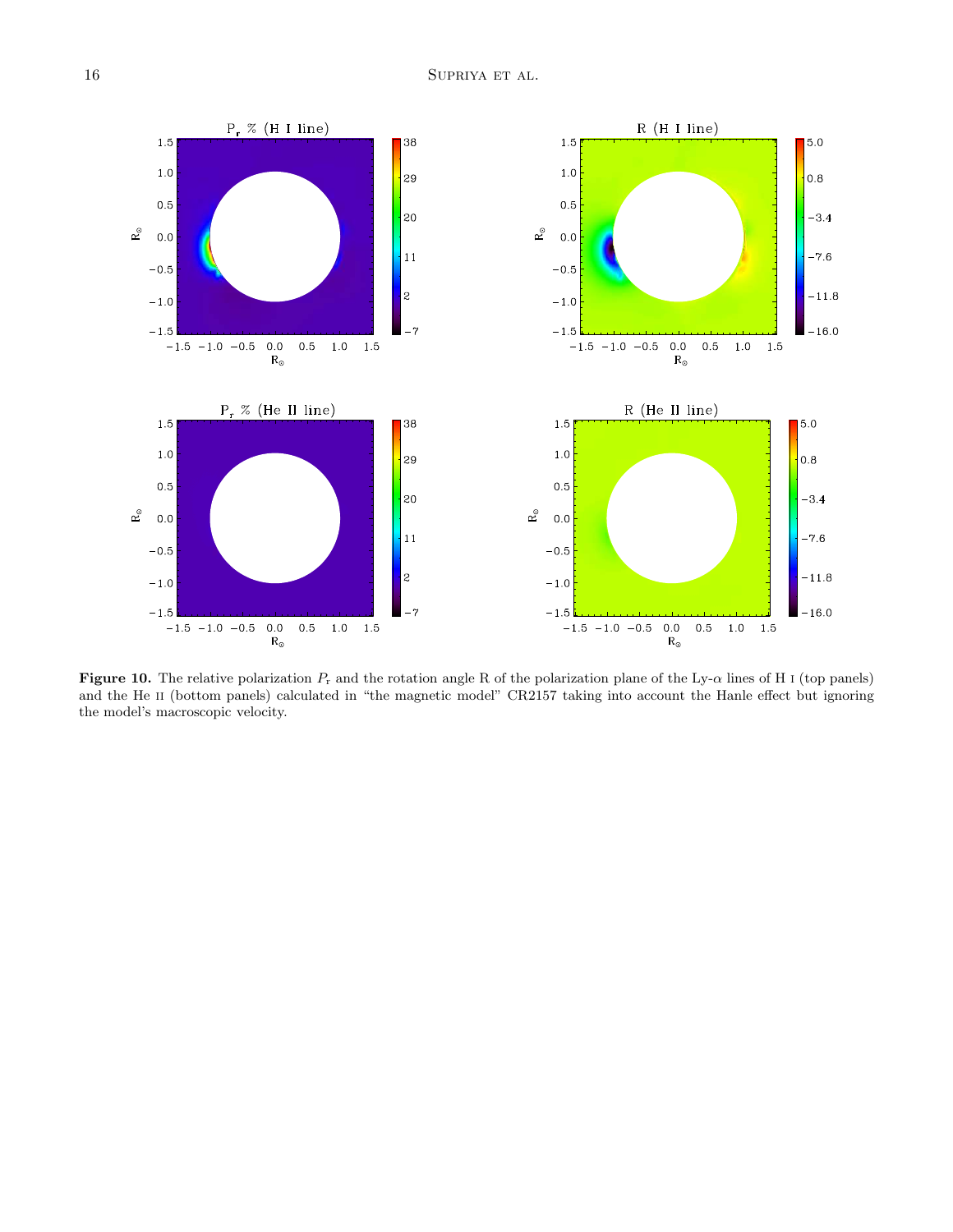**Figure 10.** The relative polarization $P_r$ and the rotation angle R of the polarization plane of the Ly-$\alpha$ lines of H I (top panels) and the He II (bottom panels) calculated in "the magnetic model" CR2157 taking into account the Hanle effect but ignoring the model's macroscopic velocity.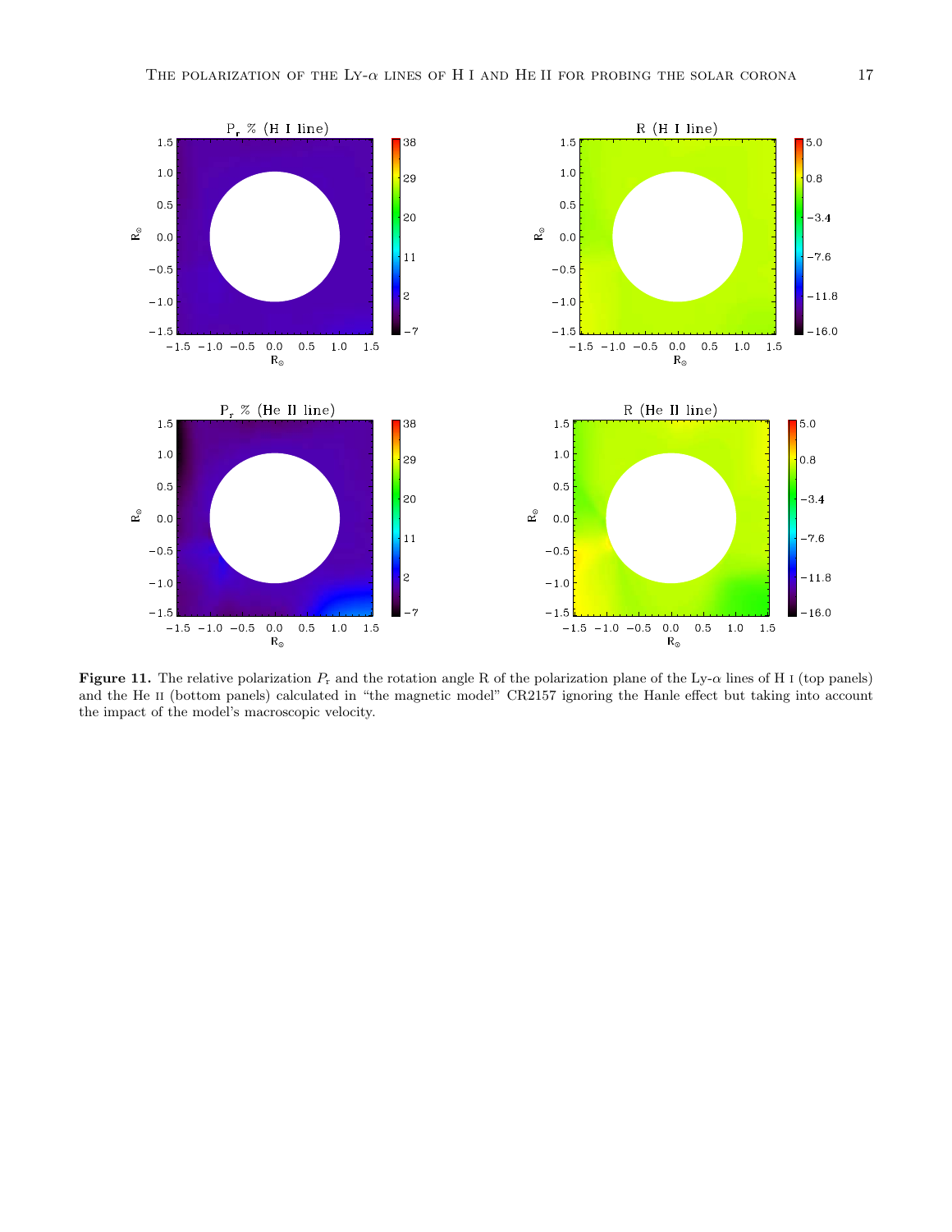**Figure 11.** The relative polarization $P_r$ and the rotation angle R of the polarization plane of the Ly-$\alpha$ lines of H I (top panels) and the He II (bottom panels) calculated in "the magnetic model" CR2157 ignoring the Hanle effect but taking into account the impact of the model's macroscopic velocity.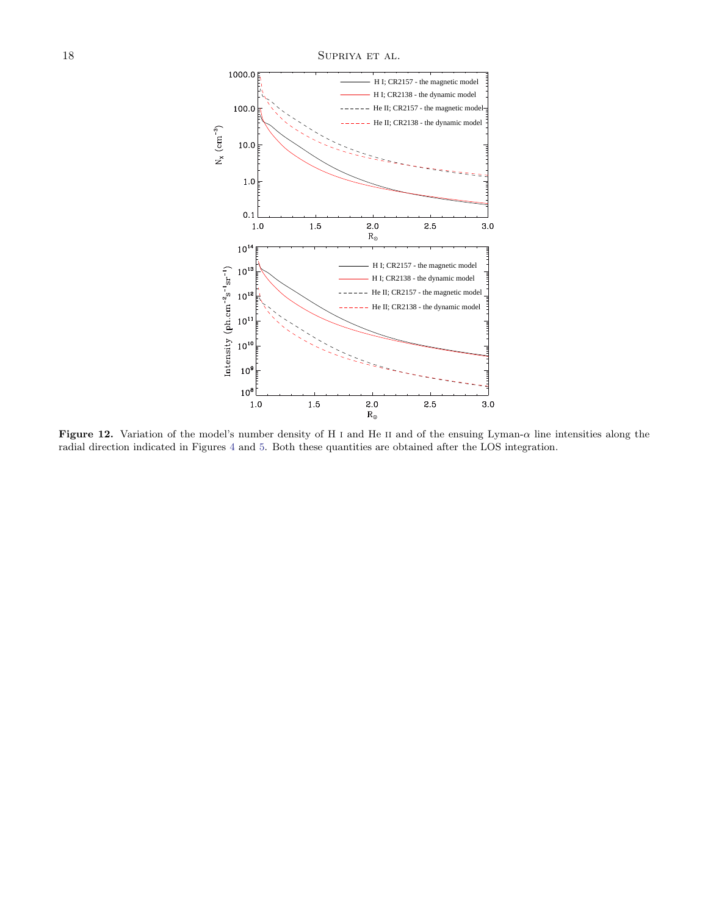**Figure 12.** Variation of the model's number density of H I and He II and of the ensuing Lyman-$\alpha$ line intensities along the radial direction indicated in Figures 4 and 5. Both these quantities are obtained after the LOS integration.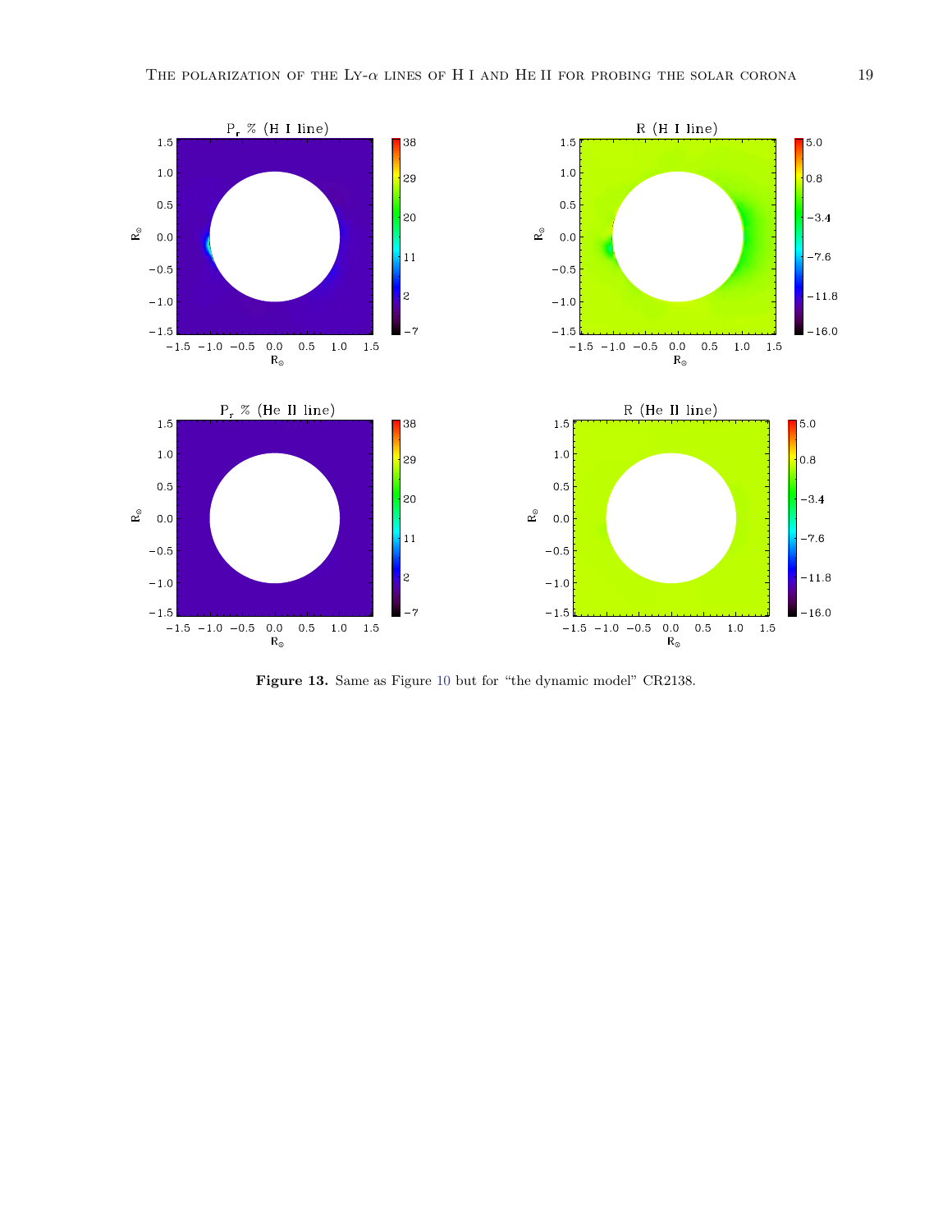**Figure 13.** Same as Figure 10 but for "the dynamic model" CR2138.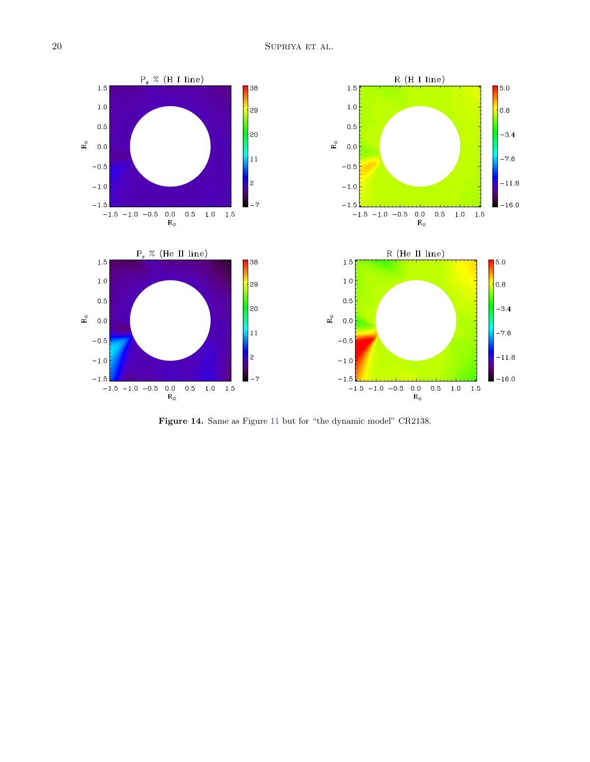$P_r$ % (H I line)

38
29
20
11
2
−7

1.5
1.0
0.5
0.0
−0.5
−1.0
−1.5

$R_\odot$

−1.5 −1.0 −0.5 0.0 0.5 1.0 1.5

$R_\odot$

R (H I line)

5.0
0.8
−3.4
−7.6
−11.8
−16.0

1.5
1.0
0.5
0.0
−0.5
−1.0
−1.5

$R_\odot$

−1.5 −1.0 −0.5 0.0 0.5 1.0 1.5

$R_\odot$

$P_r$ % (He II line)

38
29
20
11
2
−7

1.5
1.0
0.5
0.0
−0.5
−1.0
−1.5

$R_\odot$

−1.5 −1.0 −0.5 0.0 0.5 1.0 1.5

$R_\odot$

R (He II line)

5.0
0.8
−3.4
−7.6
−11.8
−16.0

1.5
1.0
0.5
0.0
−0.5
−1.0
−1.5

$R_\odot$

−1.5 −1.0 −0.5 0.0 0.5 1.0 1.5

$R_\odot$

**Figure 14.** Same as Figure 11 but for "the dynamic model" CR2138.